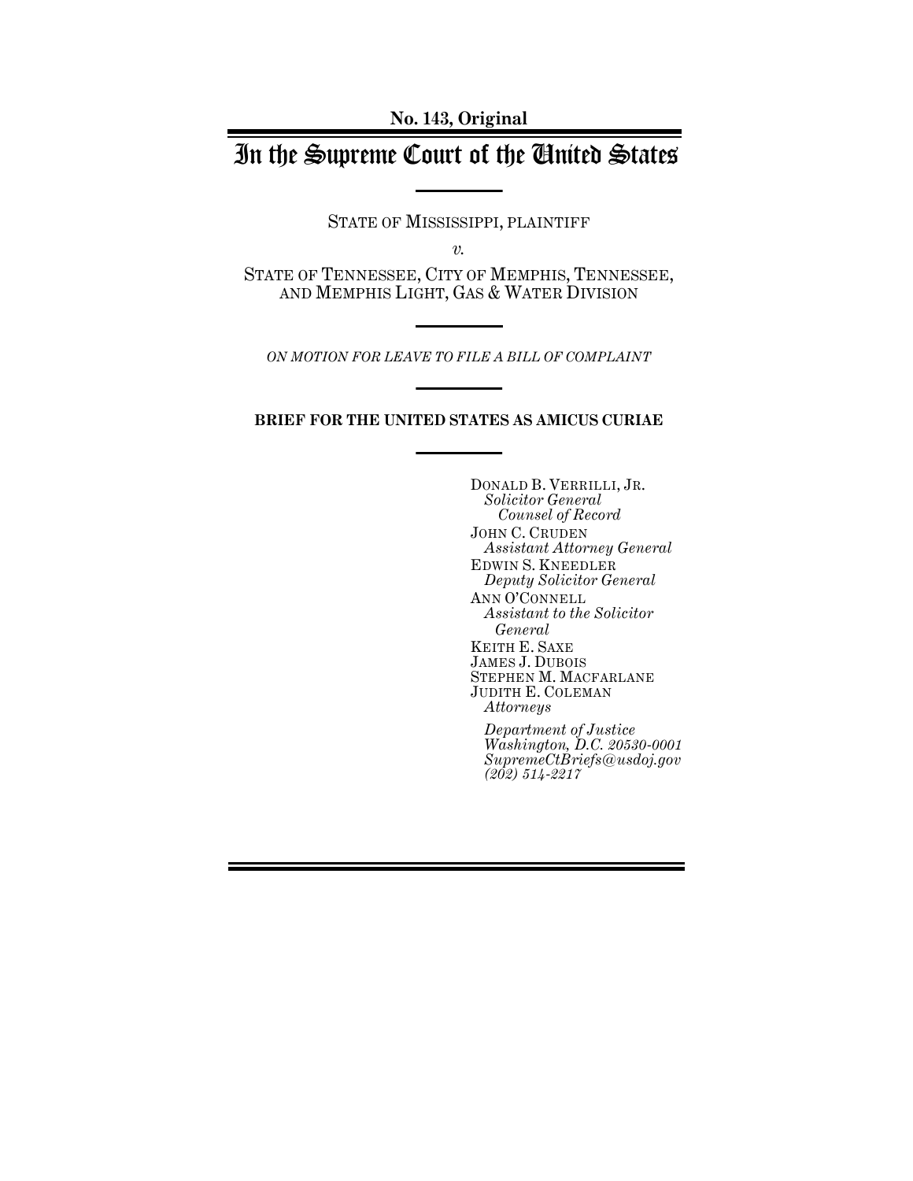**No. 143, Original**

# In the Supreme Court of the United States

STATE OF MISSISSIPPI, PLAINTIFF

*v.*

STATE OF TENNESSEE, CITY OF MEMPHIS, TENNESSEE, AND MEMPHIS LIGHT, GAS & WATER DIVISION

*ON MOTION FOR LEAVE TO FILE A BILL OF COMPLAINT*

**BRIEF FOR THE UNITED STATES AS AMICUS CURIAE**

DONALD B. VERRILLI, JR.
*Solicitor General*
*Counsel of Record*
JOHN C. CRUDEN
*Assistant Attorney General*
EDWIN S. KNEEDLER
*Deputy Solicitor General*
ANN O'CONNELL
*Assistant to the Solicitor General*
KEITH E. SAXE
JAMES J. DUBOIS
STEPHEN M. MACFARLANE
JUDITH E. COLEMAN
*Attorneys*

*Department of Justice*
*Washington, D.C. 20530-0001*
*SupremeCtBriefs@usdoj.gov*
*(202) 514-2217*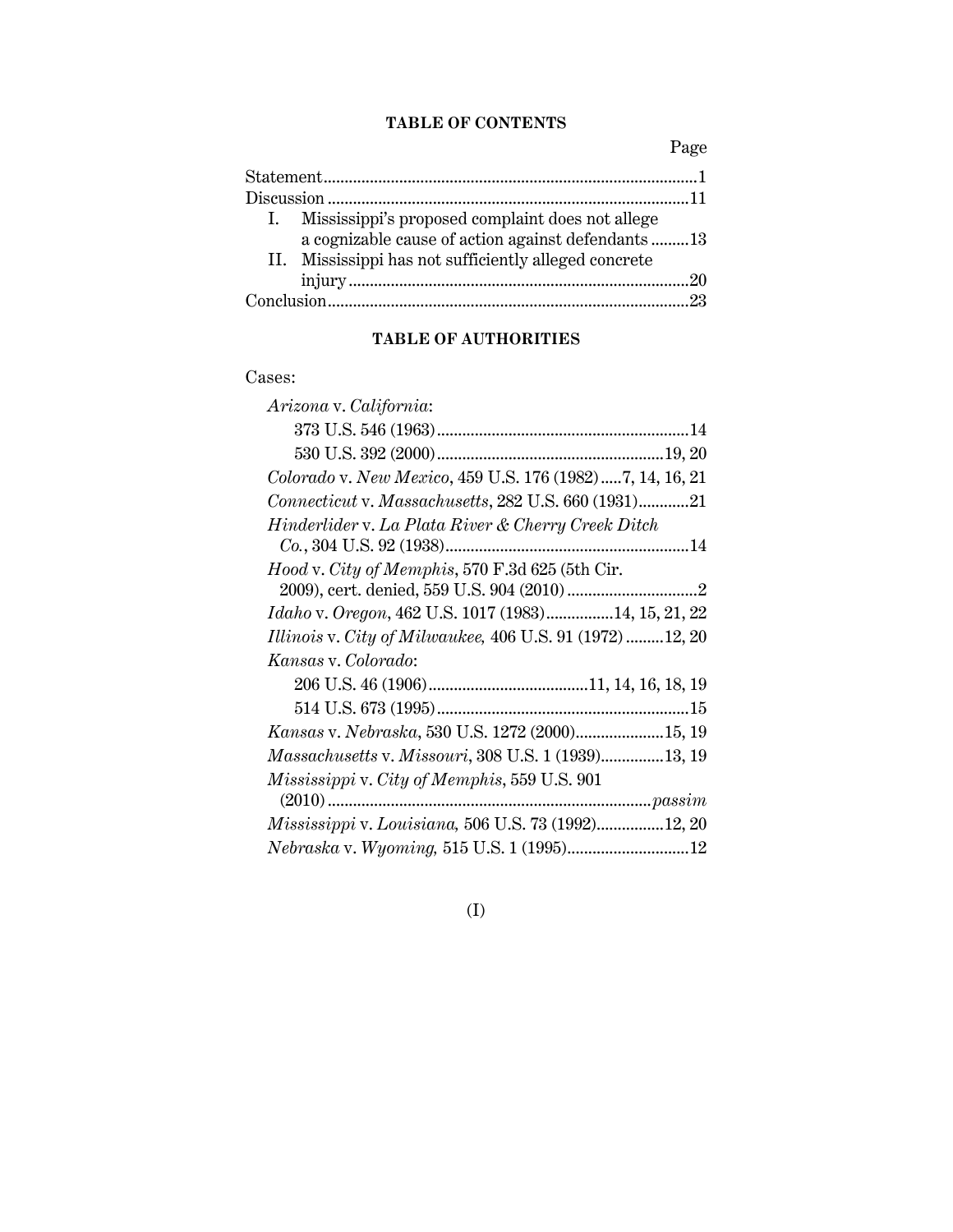## TABLE OF CONTENTS

Page

Statement........................................................................................1

Discussion .....................................................................................11

I. Mississippi's proposed complaint does not allege a cognizable cause of action against defendants .........13

II. Mississippi has not sufficiently alleged concrete injury .................................................................................20

Conclusion.....................................................................................23

## TABLE OF AUTHORITIES

Cases:

*Arizona* v. *California*:

373 U.S. 546 (1963)............................................................14

530 U.S. 392 (2000)......................................................19, 20

*Colorado* v. *New Mexico*, 459 U.S. 176 (1982).....7, 14, 16, 21

*Connecticut* v. *Massachusetts*, 282 U.S. 660 (1931)............21

*Hinderlider* v. *La Plata River & Cherry Creek Ditch Co.*, 304 U.S. 92 (1938)..........................................................14

*Hood* v. *City of Memphis*, 570 F.3d 625 (5th Cir. 2009), cert. denied, 559 U.S. 904 (2010) ..............................2

*Idaho* v. *Oregon*, 462 U.S. 1017 (1983)................14, 15, 21, 22

*Illinois* v. *City of Milwaukee,* 406 U.S. 91 (1972) .........12, 20

*Kansas* v. *Colorado*:

206 U.S. 46 (1906)......................................11, 14, 16, 18, 19

514 U.S. 673 (1995)............................................................15

*Kansas* v. *Nebraska*, 530 U.S. 1272 (2000).....................15, 19

*Massachusetts* v. *Missouri*, 308 U.S. 1 (1939)...............13, 19

*Mississippi* v. *City of Memphis*, 559 U.S. 901 (2010) ............................................................................*passim*

*Mississippi* v. *Louisiana,* 506 U.S. 73 (1992)................12, 20

*Nebraska* v. *Wyoming,* 515 U.S. 1 (1995).............................12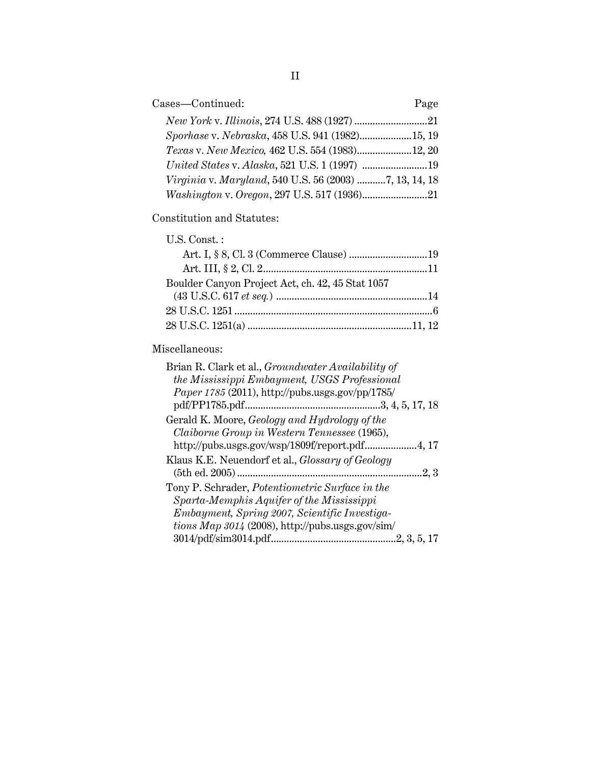Cases—Continued: Page

*New York* v. *Illinois*, 274 U.S. 488 (1927) ............................21

*Sporhase* v. *Nebraska*, 458 U.S. 941 (1982)....................15, 19

*Texas* v. *New Mexico,* 462 U.S. 554 (1983).....................12, 20

*United States* v. *Alaska*, 521 U.S. 1 (1997) .........................19

*Virginia* v. *Maryland*, 540 U.S. 56 (2003) ...........7, 13, 14, 18

*Washington* v. *Oregon*, 297 U.S. 517 (1936).........................21

Constitution and Statutes:

U.S. Const. :

Art. I, § 8, Cl. 3 (Commerce Clause) ..............................19

Art. III, § 2, Cl. 2...............................................................11

Boulder Canyon Project Act, ch. 42, 45 Stat 1057 (43 U.S.C. 617 *et seq.*) ..........................................................14

28 U.S.C. 1251 ............................................................................6

28 U.S.C. 1251(a) ...............................................................11, 12

Miscellaneous:

Brian R. Clark et al., *Groundwater Availability of the Mississippi Embayment, USGS Professional Paper 1785* (2011), http://pubs.usgs.gov/pp/1785/pdf/PP1785.pdf....................................................3, 4, 5, 17, 18

Gerald K. Moore, *Geology and Hydrology of the Claiborne Group in Western Tennessee* (1965), http://pubs.usgs.gov/wsp/1809f/report.pdf....................4, 17

Klaus K.E. Neuendorf et al., *Glossary of Geology* (5th ed. 2005).......................................................................2, 3

Tony P. Schrader, *Potentiometric Surface in the Sparta-Memphis Aquifer of the Mississippi Embayment, Spring 2007, Scientific Investigations Map 3014* (2008), http://pubs.usgs.gov/sim/3014/pdf/sim3014.pdf................................................2, 3, 5, 17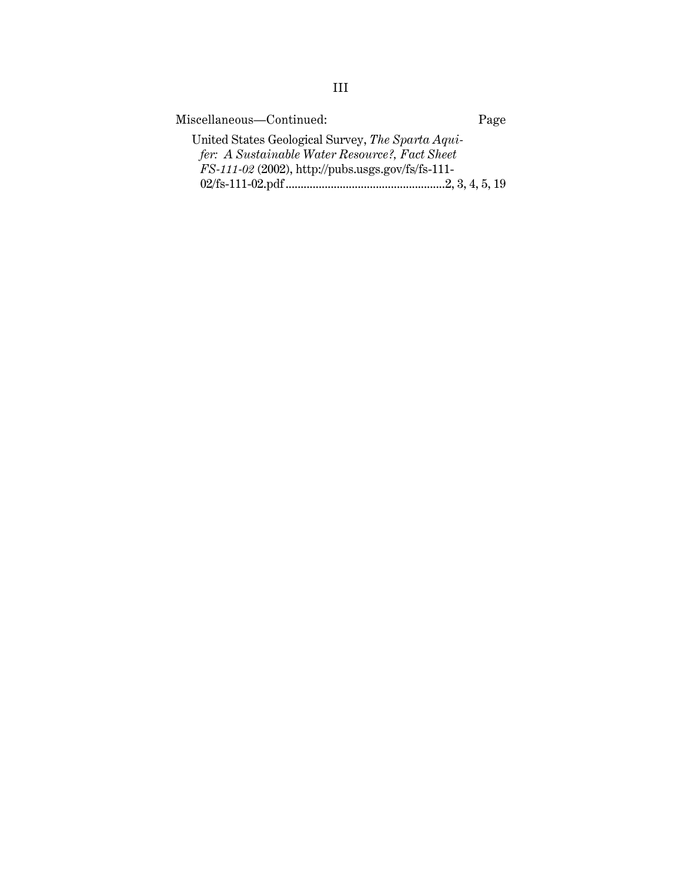Miscellaneous—Continued: Page

United States Geological Survey, *The Sparta Aquifer: A Sustainable Water Resource?, Fact Sheet FS-111-02* (2002), http://pubs.usgs.gov/fs/fs-111-02/fs-111-02.pdf ....................................................2, 3, 4, 5, 19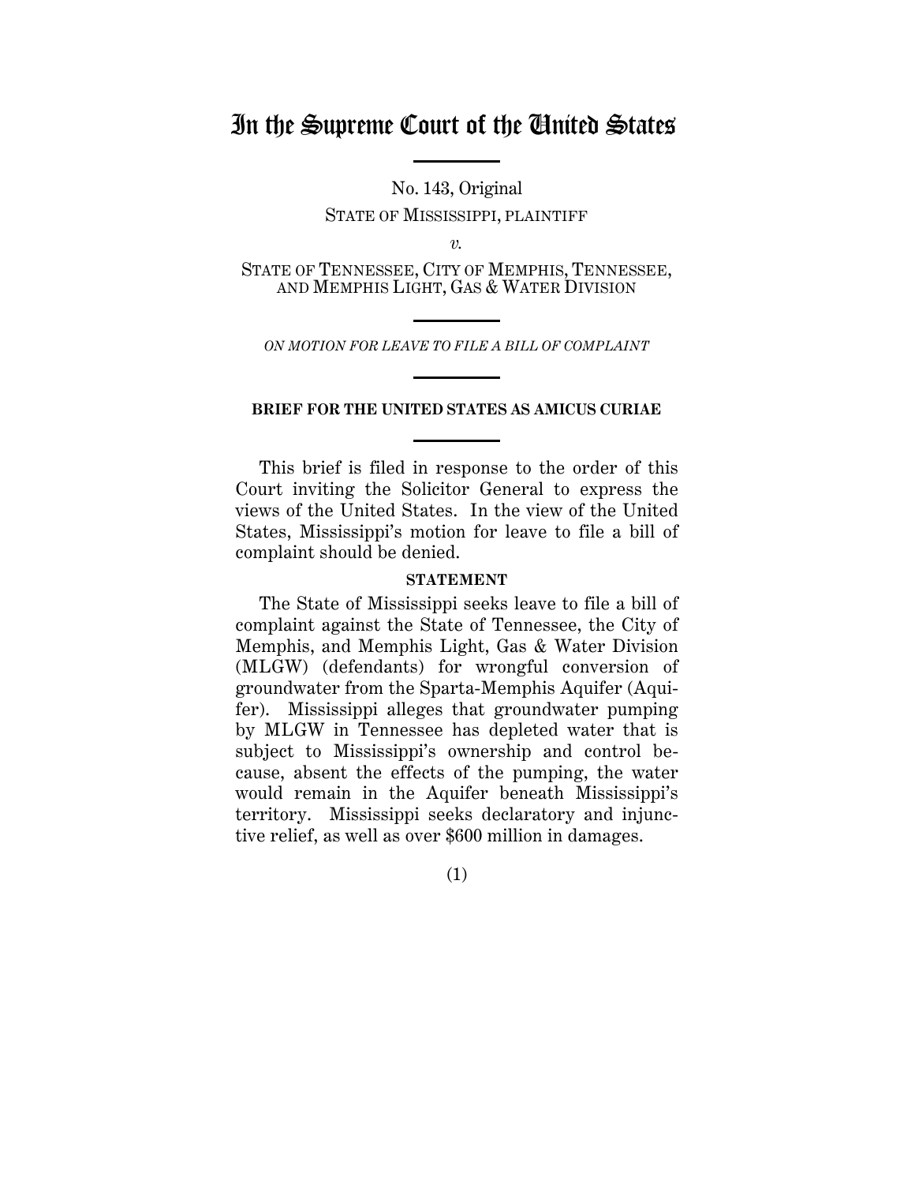# In the Supreme Court of the United States

No. 143, Original

STATE OF MISSISSIPPI, PLAINTIFF

*v.*

STATE OF TENNESSEE, CITY OF MEMPHIS, TENNESSEE, AND MEMPHIS LIGHT, GAS & WATER DIVISION

*ON MOTION FOR LEAVE TO FILE A BILL OF COMPLAINT*

## BRIEF FOR THE UNITED STATES AS AMICUS CURIAE

This brief is filed in response to the order of this Court inviting the Solicitor General to express the views of the United States. In the view of the United States, Mississippi's motion for leave to file a bill of complaint should be denied.

### STATEMENT

The State of Mississippi seeks leave to file a bill of complaint against the State of Tennessee, the City of Memphis, and Memphis Light, Gas & Water Division (MLGW) (defendants) for wrongful conversion of groundwater from the Sparta-Memphis Aquifer (Aquifer). Mississippi alleges that groundwater pumping by MLGW in Tennessee has depleted water that is subject to Mississippi's ownership and control because, absent the effects of the pumping, the water would remain in the Aquifer beneath Mississippi's territory. Mississippi seeks declaratory and injunctive relief, as well as over $600 million in damages.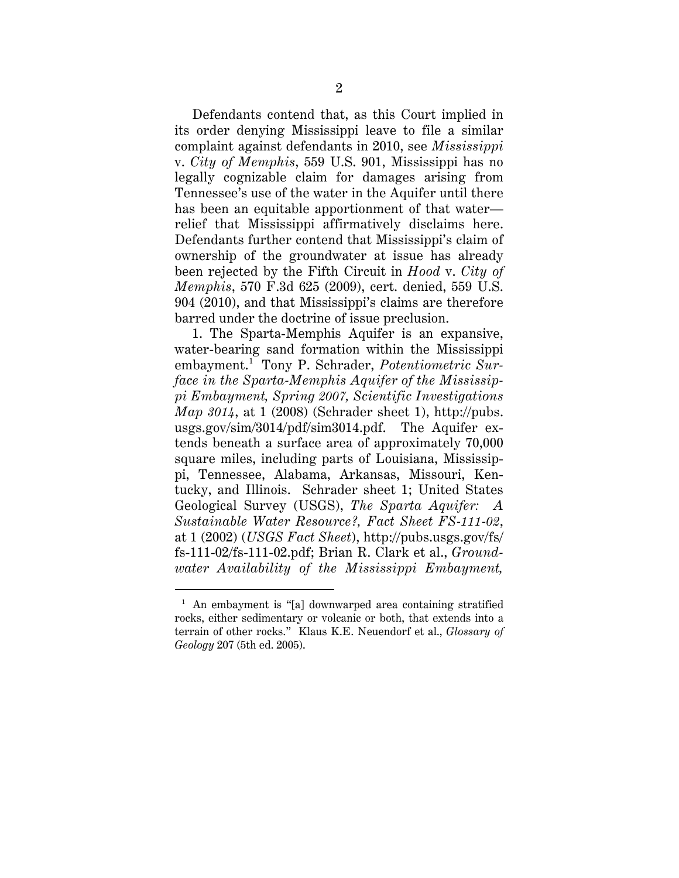Defendants contend that, as this Court implied in its order denying Mississippi leave to file a similar complaint against defendants in 2010, see *Mississippi* v. *City of Memphis*, 559 U.S. 901, Mississippi has no legally cognizable claim for damages arising from Tennessee's use of the water in the Aquifer until there has been an equitable apportionment of that water—relief that Mississippi affirmatively disclaims here. Defendants further contend that Mississippi's claim of ownership of the groundwater at issue has already been rejected by the Fifth Circuit in *Hood* v. *City of Memphis*, 570 F.3d 625 (2009), cert. denied, 559 U.S. 904 (2010), and that Mississippi's claims are therefore barred under the doctrine of issue preclusion.

1. The Sparta-Memphis Aquifer is an expansive, water-bearing sand formation within the Mississippi embayment.[1] Tony P. Schrader, *Potentiometric Surface in the Sparta-Memphis Aquifer of the Mississippi Embayment, Spring 2007, Scientific Investigations Map 3014*, at 1 (2008) (Schrader sheet 1), http://pubs.usgs.gov/sim/3014/pdf/sim3014.pdf. The Aquifer extends beneath a surface area of approximately 70,000 square miles, including parts of Louisiana, Mississippi, Tennessee, Alabama, Arkansas, Missouri, Kentucky, and Illinois. Schrader sheet 1; United States Geological Survey (USGS), *The Sparta Aquifer: A Sustainable Water Resource?, Fact Sheet FS-111-02*, at 1 (2002) (*USGS Fact Sheet*), http://pubs.usgs.gov/fs/fs-111-02/fs-111-02.pdf; Brian R. Clark et al., *Groundwater Availability of the Mississippi Embayment,*

---

[1] An embayment is "[a] downwarped area containing stratified rocks, either sedimentary or volcanic or both, that extends into a terrain of other rocks." Klaus K.E. Neuendorf et al., *Glossary of Geology* 207 (5th ed. 2005).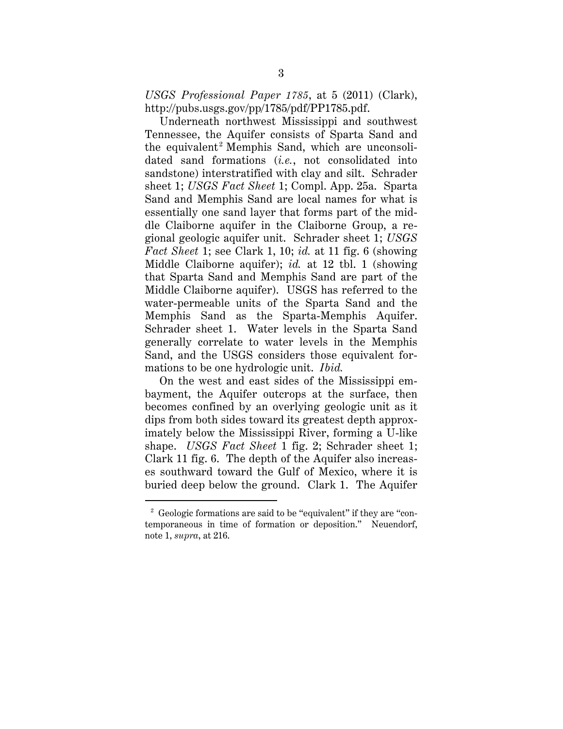*USGS Professional Paper 1785*, at 5 (2011) (Clark), http://pubs.usgs.gov/pp/1785/pdf/PP1785.pdf.

Underneath northwest Mississippi and southwest Tennessee, the Aquifer consists of Sparta Sand and the equivalent[2] Memphis Sand, which are unconsolidated sand formations (*i.e.*, not consolidated into sandstone) interstratified with clay and silt. Schrader sheet 1; *USGS Fact Sheet* 1; Compl. App. 25a. Sparta Sand and Memphis Sand are local names for what is essentially one sand layer that forms part of the middle Claiborne aquifer in the Claiborne Group, a regional geologic aquifer unit. Schrader sheet 1; *USGS Fact Sheet* 1; see Clark 1, 10; *id.* at 11 fig. 6 (showing Middle Claiborne aquifer); *id.* at 12 tbl. 1 (showing that Sparta Sand and Memphis Sand are part of the Middle Claiborne aquifer). USGS has referred to the water-permeable units of the Sparta Sand and the Memphis Sand as the Sparta-Memphis Aquifer. Schrader sheet 1. Water levels in the Sparta Sand generally correlate to water levels in the Memphis Sand, and the USGS considers those equivalent formations to be one hydrologic unit. *Ibid.*

On the west and east sides of the Mississippi embayment, the Aquifer outcrops at the surface, then becomes confined by an overlying geologic unit as it dips from both sides toward its greatest depth approximately below the Mississippi River, forming a U-like shape. *USGS Fact Sheet* 1 fig. 2; Schrader sheet 1; Clark 11 fig. 6. The depth of the Aquifer also increases southward toward the Gulf of Mexico, where it is buried deep below the ground. Clark 1. The Aquifer

[2] Geologic formations are said to be "equivalent" if they are "contemporaneous in time of formation or deposition." Neuendorf, note 1, *supra*, at 216.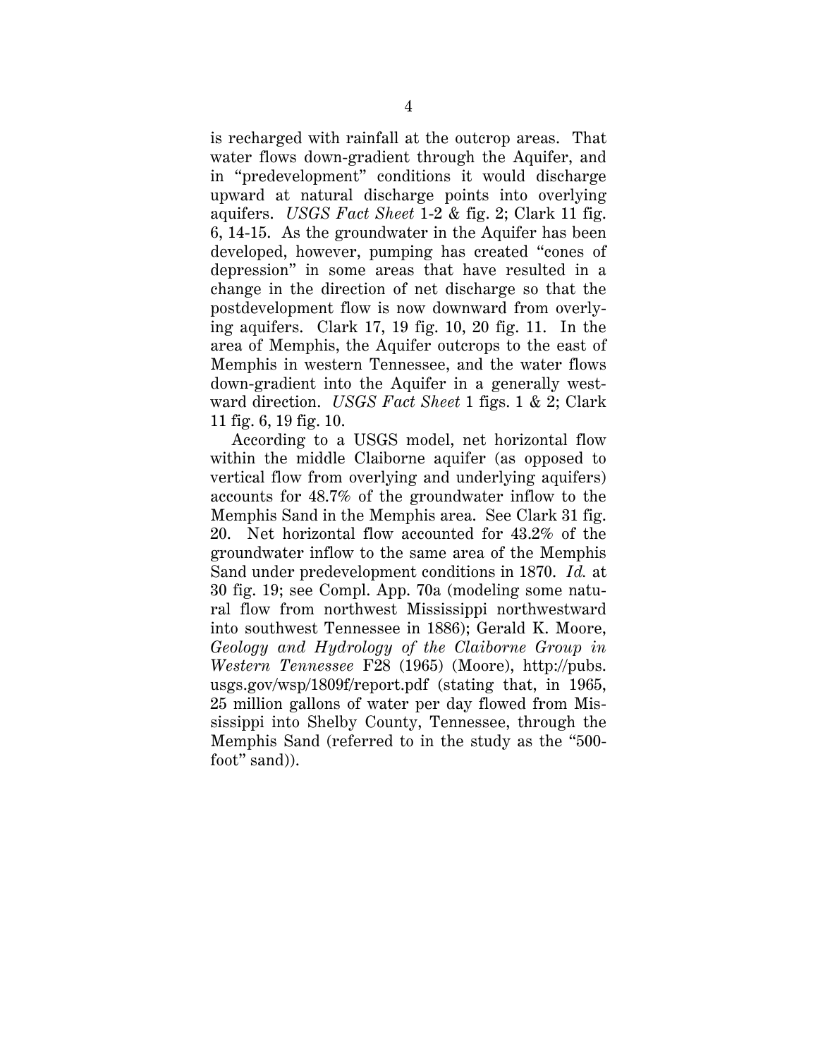is recharged with rainfall at the outcrop areas. That water flows down-gradient through the Aquifer, and in "predevelopment" conditions it would discharge upward at natural discharge points into overlying aquifers. *USGS Fact Sheet* 1-2 & fig. 2; Clark 11 fig. 6, 14-15. As the groundwater in the Aquifer has been developed, however, pumping has created "cones of depression" in some areas that have resulted in a change in the direction of net discharge so that the postdevelopment flow is now downward from overlying aquifers. Clark 17, 19 fig. 10, 20 fig. 11. In the area of Memphis, the Aquifer outcrops to the east of Memphis in western Tennessee, and the water flows down-gradient into the Aquifer in a generally westward direction. *USGS Fact Sheet* 1 figs. 1 & 2; Clark 11 fig. 6, 19 fig. 10.

According to a USGS model, net horizontal flow within the middle Claiborne aquifer (as opposed to vertical flow from overlying and underlying aquifers) accounts for 48.7% of the groundwater inflow to the Memphis Sand in the Memphis area. See Clark 31 fig. 20. Net horizontal flow accounted for 43.2% of the groundwater inflow to the same area of the Memphis Sand under predevelopment conditions in 1870. *Id.* at 30 fig. 19; see Compl. App. 70a (modeling some natural flow from northwest Mississippi northwestward into southwest Tennessee in 1886); Gerald K. Moore, *Geology and Hydrology of the Claiborne Group in Western Tennessee* F28 (1965) (Moore), http://pubs.usgs.gov/wsp/1809f/report.pdf (stating that, in 1965, 25 million gallons of water per day flowed from Mississippi into Shelby County, Tennessee, through the Memphis Sand (referred to in the study as the "500-foot" sand)).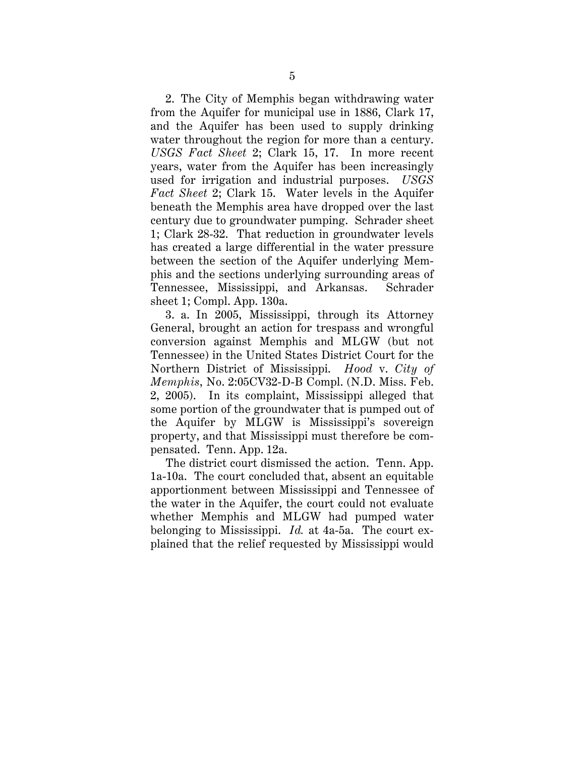2. The City of Memphis began withdrawing water from the Aquifer for municipal use in 1886, Clark 17, and the Aquifer has been used to supply drinking water throughout the region for more than a century. *USGS Fact Sheet* 2; Clark 15, 17. In more recent years, water from the Aquifer has been increasingly used for irrigation and industrial purposes. *USGS Fact Sheet* 2; Clark 15. Water levels in the Aquifer beneath the Memphis area have dropped over the last century due to groundwater pumping. Schrader sheet 1; Clark 28-32. That reduction in groundwater levels has created a large differential in the water pressure between the section of the Aquifer underlying Memphis and the sections underlying surrounding areas of Tennessee, Mississippi, and Arkansas. Schrader sheet 1; Compl. App. 130a.

3. a. In 2005, Mississippi, through its Attorney General, brought an action for trespass and wrongful conversion against Memphis and MLGW (but not Tennessee) in the United States District Court for the Northern District of Mississippi. *Hood* v. *City of Memphis*, No. 2:05CV32-D-B Compl. (N.D. Miss. Feb. 2, 2005). In its complaint, Mississippi alleged that some portion of the groundwater that is pumped out of the Aquifer by MLGW is Mississippi's sovereign property, and that Mississippi must therefore be compensated. Tenn. App. 12a.

The district court dismissed the action. Tenn. App. 1a-10a. The court concluded that, absent an equitable apportionment between Mississippi and Tennessee of the water in the Aquifer, the court could not evaluate whether Memphis and MLGW had pumped water belonging to Mississippi. *Id.* at 4a-5a. The court explained that the relief requested by Mississippi would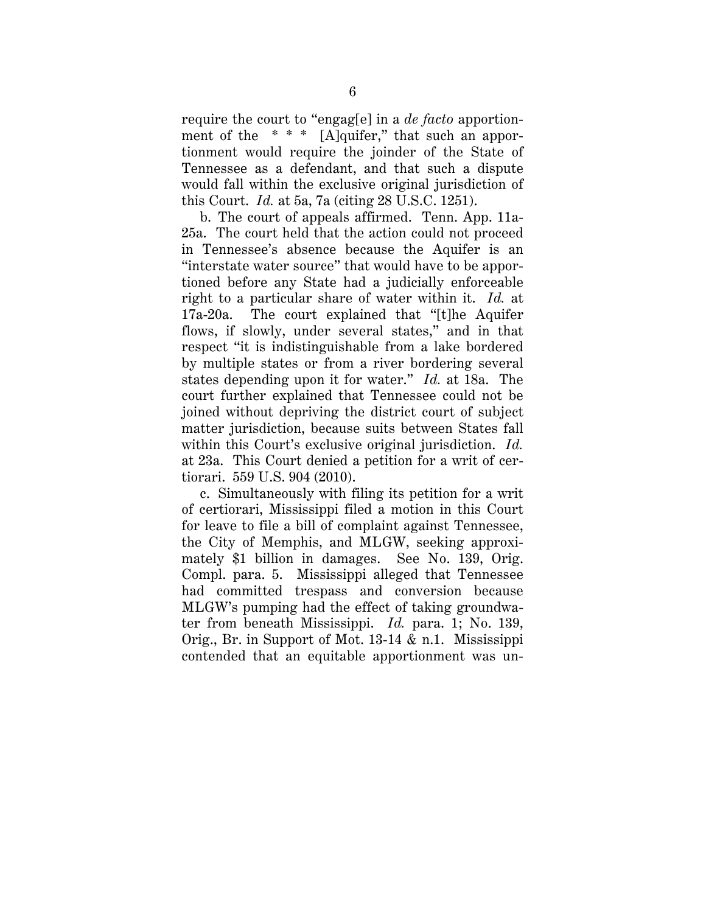require the court to "engag[e] in a *de facto* apportionment of the * * * [A]quifer," that such an apportionment would require the joinder of the State of Tennessee as a defendant, and that such a dispute would fall within the exclusive original jurisdiction of this Court. *Id.* at 5a, 7a (citing 28 U.S.C. 1251).

b. The court of appeals affirmed. Tenn. App. 11a-25a. The court held that the action could not proceed in Tennessee's absence because the Aquifer is an "interstate water source" that would have to be apportioned before any State had a judicially enforceable right to a particular share of water within it. *Id.* at 17a-20a. The court explained that "[t]he Aquifer flows, if slowly, under several states," and in that respect "it is indistinguishable from a lake bordered by multiple states or from a river bordering several states depending upon it for water." *Id.* at 18a. The court further explained that Tennessee could not be joined without depriving the district court of subject matter jurisdiction, because suits between States fall within this Court's exclusive original jurisdiction. *Id.* at 23a. This Court denied a petition for a writ of certiorari. 559 U.S. 904 (2010).

c. Simultaneously with filing its petition for a writ of certiorari, Mississippi filed a motion in this Court for leave to file a bill of complaint against Tennessee, the City of Memphis, and MLGW, seeking approximately $1 billion in damages. See No. 139, Orig. Compl. para. 5. Mississippi alleged that Tennessee had committed trespass and conversion because MLGW's pumping had the effect of taking groundwater from beneath Mississippi. *Id.* para. 1; No. 139, Orig., Br. in Support of Mot. 13-14 & n.1. Mississippi contended that an equitable apportionment was un-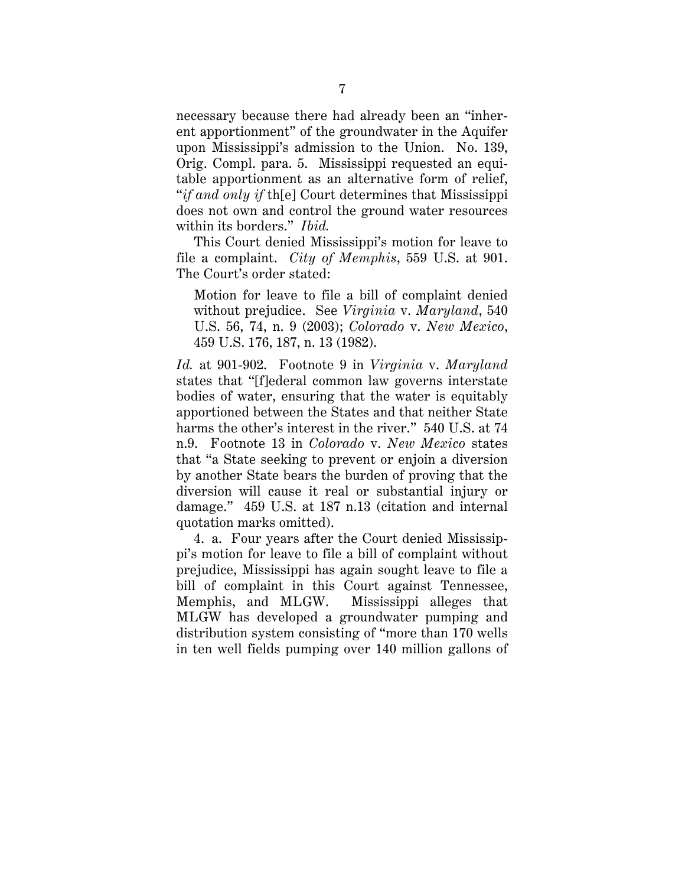necessary because there had already been an "inherent apportionment" of the groundwater in the Aquifer upon Mississippi's admission to the Union. No. 139, Orig. Compl. para. 5. Mississippi requested an equitable apportionment as an alternative form of relief, "*if and only if* th[e] Court determines that Mississippi does not own and control the ground water resources within its borders." *Ibid.*

This Court denied Mississippi's motion for leave to file a complaint. *City of Memphis*, 559 U.S. at 901. The Court's order stated:

> Motion for leave to file a bill of complaint denied without prejudice. See *Virginia* v. *Maryland*, 540 U.S. 56, 74, n. 9 (2003); *Colorado* v. *New Mexico*, 459 U.S. 176, 187, n. 13 (1982).

*Id.* at 901-902. Footnote 9 in *Virginia* v. *Maryland* states that "[f]ederal common law governs interstate bodies of water, ensuring that the water is equitably apportioned between the States and that neither State harms the other's interest in the river." 540 U.S. at 74 n.9. Footnote 13 in *Colorado* v. *New Mexico* states that "a State seeking to prevent or enjoin a diversion by another State bears the burden of proving that the diversion will cause it real or substantial injury or damage." 459 U.S. at 187 n.13 (citation and internal quotation marks omitted).

4. a. Four years after the Court denied Mississippi's motion for leave to file a bill of complaint without prejudice, Mississippi has again sought leave to file a bill of complaint in this Court against Tennessee, Memphis, and MLGW. Mississippi alleges that MLGW has developed a groundwater pumping and distribution system consisting of "more than 170 wells in ten well fields pumping over 140 million gallons of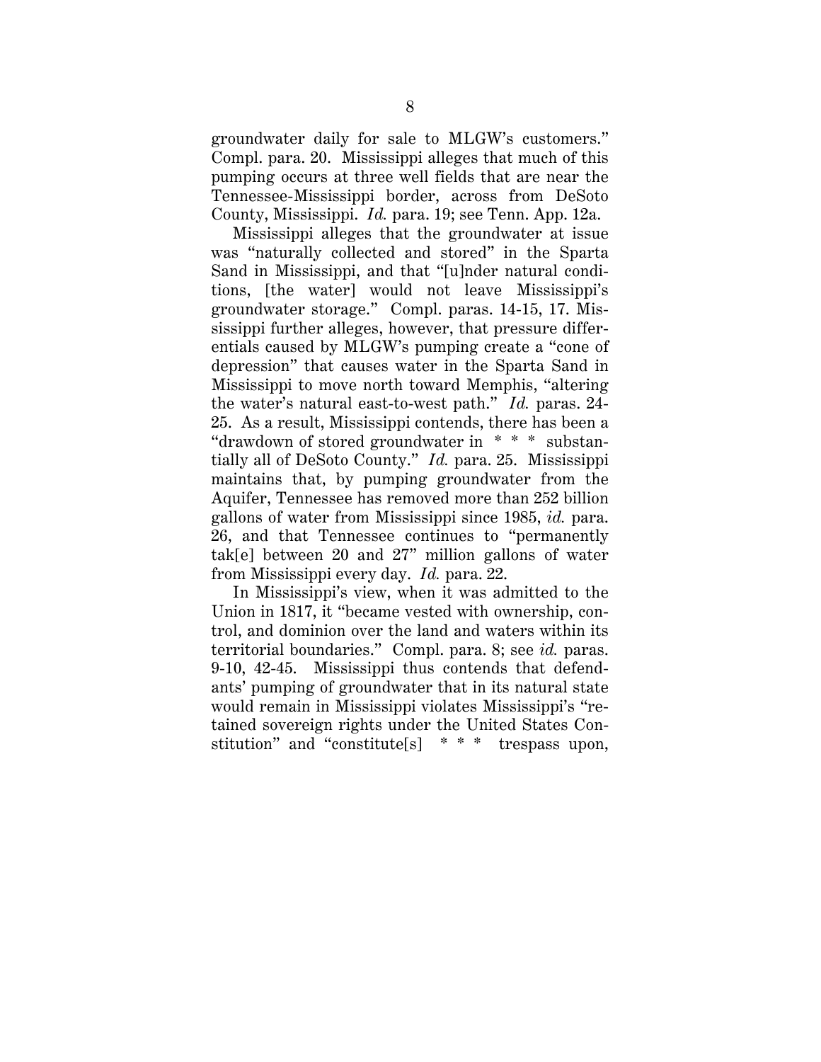groundwater daily for sale to MLGW's customers." Compl. para. 20. Mississippi alleges that much of this pumping occurs at three well fields that are near the Tennessee-Mississippi border, across from DeSoto County, Mississippi. *Id.* para. 19; see Tenn. App. 12a.

Mississippi alleges that the groundwater at issue was "naturally collected and stored" in the Sparta Sand in Mississippi, and that "[u]nder natural conditions, [the water] would not leave Mississippi's groundwater storage." Compl. paras. 14-15, 17. Mississippi further alleges, however, that pressure differentials caused by MLGW's pumping create a "cone of depression" that causes water in the Sparta Sand in Mississippi to move north toward Memphis, "altering the water's natural east-to-west path." *Id.* paras. 24-25. As a result, Mississippi contends, there has been a "drawdown of stored groundwater in * * * substantially all of DeSoto County." *Id.* para. 25. Mississippi maintains that, by pumping groundwater from the Aquifer, Tennessee has removed more than 252 billion gallons of water from Mississippi since 1985, *id.* para. 26, and that Tennessee continues to "permanently tak[e] between 20 and 27" million gallons of water from Mississippi every day. *Id.* para. 22.

In Mississippi's view, when it was admitted to the Union in 1817, it "became vested with ownership, control, and dominion over the land and waters within its territorial boundaries." Compl. para. 8; see *id.* paras. 9-10, 42-45. Mississippi thus contends that defendants' pumping of groundwater that in its natural state would remain in Mississippi violates Mississippi's "retained sovereign rights under the United States Constitution" and "constitute[s] * * * trespass upon,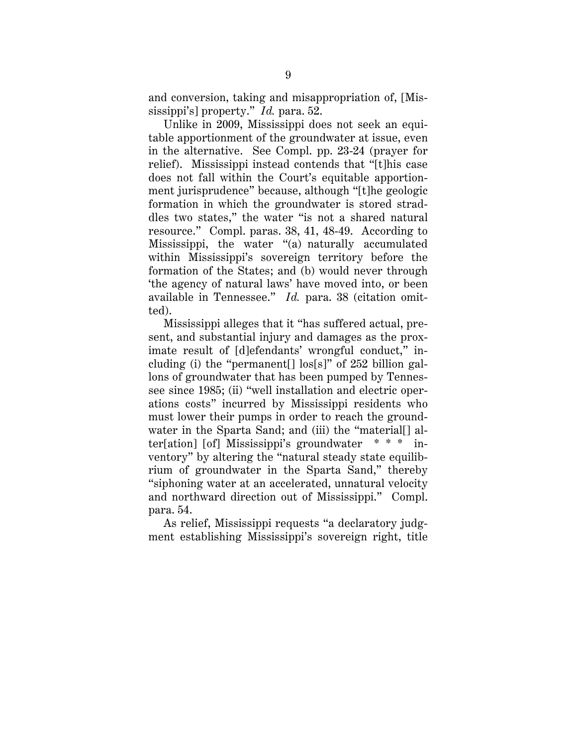and conversion, taking and misappropriation of, [Mississippi's] property." *Id.* para. 52.

Unlike in 2009, Mississippi does not seek an equitable apportionment of the groundwater at issue, even in the alternative. See Compl. pp. 23-24 (prayer for relief). Mississippi instead contends that "[t]his case does not fall within the Court's equitable apportionment jurisprudence" because, although "[t]he geologic formation in which the groundwater is stored straddles two states," the water "is not a shared natural resource." Compl. paras. 38, 41, 48-49. According to Mississippi, the water "(a) naturally accumulated within Mississippi's sovereign territory before the formation of the States; and (b) would never through 'the agency of natural laws' have moved into, or been available in Tennessee." *Id.* para. 38 (citation omitted).

Mississippi alleges that it "has suffered actual, present, and substantial injury and damages as the proximate result of [d]efendants' wrongful conduct," including (i) the "permanent[] los[s]" of 252 billion gallons of groundwater that has been pumped by Tennessee since 1985; (ii) "well installation and electric operations costs" incurred by Mississippi residents who must lower their pumps in order to reach the groundwater in the Sparta Sand; and (iii) the "material[] alter[ation] [of] Mississippi's groundwater * * * inventory" by altering the "natural steady state equilibrium of groundwater in the Sparta Sand," thereby "siphoning water at an accelerated, unnatural velocity and northward direction out of Mississippi." Compl. para. 54.

As relief, Mississippi requests "a declaratory judgment establishing Mississippi's sovereign right, title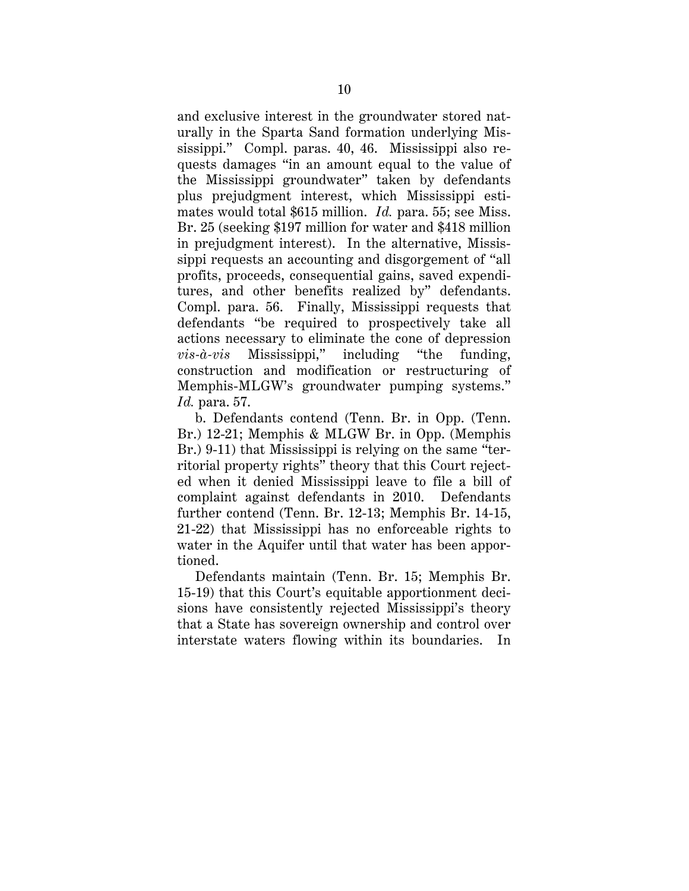and exclusive interest in the groundwater stored naturally in the Sparta Sand formation underlying Mississippi." Compl. paras. 40, 46. Mississippi also requests damages "in an amount equal to the value of the Mississippi groundwater" taken by defendants plus prejudgment interest, which Mississippi estimates would total $615 million. *Id.* para. 55; see Miss. Br. 25 (seeking $197 million for water and $418 million in prejudgment interest). In the alternative, Mississippi requests an accounting and disgorgement of "all profits, proceeds, consequential gains, saved expenditures, and other benefits realized by" defendants. Compl. para. 56. Finally, Mississippi requests that defendants "be required to prospectively take all actions necessary to eliminate the cone of depression *vis-à-vis* Mississippi," including "the funding, construction and modification or restructuring of Memphis-MLGW's groundwater pumping systems." *Id.* para. 57.

b. Defendants contend (Tenn. Br. in Opp. (Tenn. Br.) 12-21; Memphis & MLGW Br. in Opp. (Memphis Br.) 9-11) that Mississippi is relying on the same "territorial property rights" theory that this Court rejected when it denied Mississippi leave to file a bill of complaint against defendants in 2010. Defendants further contend (Tenn. Br. 12-13; Memphis Br. 14-15, 21-22) that Mississippi has no enforceable rights to water in the Aquifer until that water has been apportioned.

Defendants maintain (Tenn. Br. 15; Memphis Br. 15-19) that this Court's equitable apportionment decisions have consistently rejected Mississippi's theory that a State has sovereign ownership and control over interstate waters flowing within its boundaries. In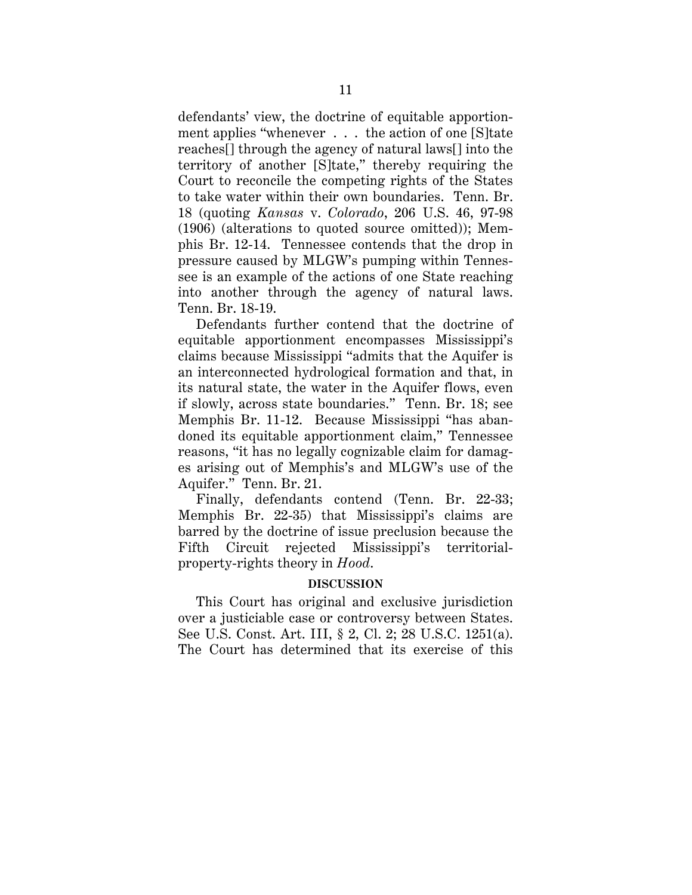defendants' view, the doctrine of equitable apportionment applies "whenever . . . the action of one [S]tate reaches[] through the agency of natural laws[] into the territory of another [S]tate," thereby requiring the Court to reconcile the competing rights of the States to take water within their own boundaries. Tenn. Br. 18 (quoting *Kansas* v. *Colorado*, 206 U.S. 46, 97-98 (1906) (alterations to quoted source omitted)); Memphis Br. 12-14. Tennessee contends that the drop in pressure caused by MLGW's pumping within Tennessee is an example of the actions of one State reaching into another through the agency of natural laws. Tenn. Br. 18-19.

Defendants further contend that the doctrine of equitable apportionment encompasses Mississippi's claims because Mississippi "admits that the Aquifer is an interconnected hydrological formation and that, in its natural state, the water in the Aquifer flows, even if slowly, across state boundaries." Tenn. Br. 18; see Memphis Br. 11-12. Because Mississippi "has abandoned its equitable apportionment claim," Tennessee reasons, "it has no legally cognizable claim for damages arising out of Memphis's and MLGW's use of the Aquifer." Tenn. Br. 21.

Finally, defendants contend (Tenn. Br. 22-33; Memphis Br. 22-35) that Mississippi's claims are barred by the doctrine of issue preclusion because the Fifth Circuit rejected Mississippi's territorial-property-rights theory in *Hood*.

## DISCUSSION

This Court has original and exclusive jurisdiction over a justiciable case or controversy between States. See U.S. Const. Art. III, § 2, Cl. 2; 28 U.S.C. 1251(a). The Court has determined that its exercise of this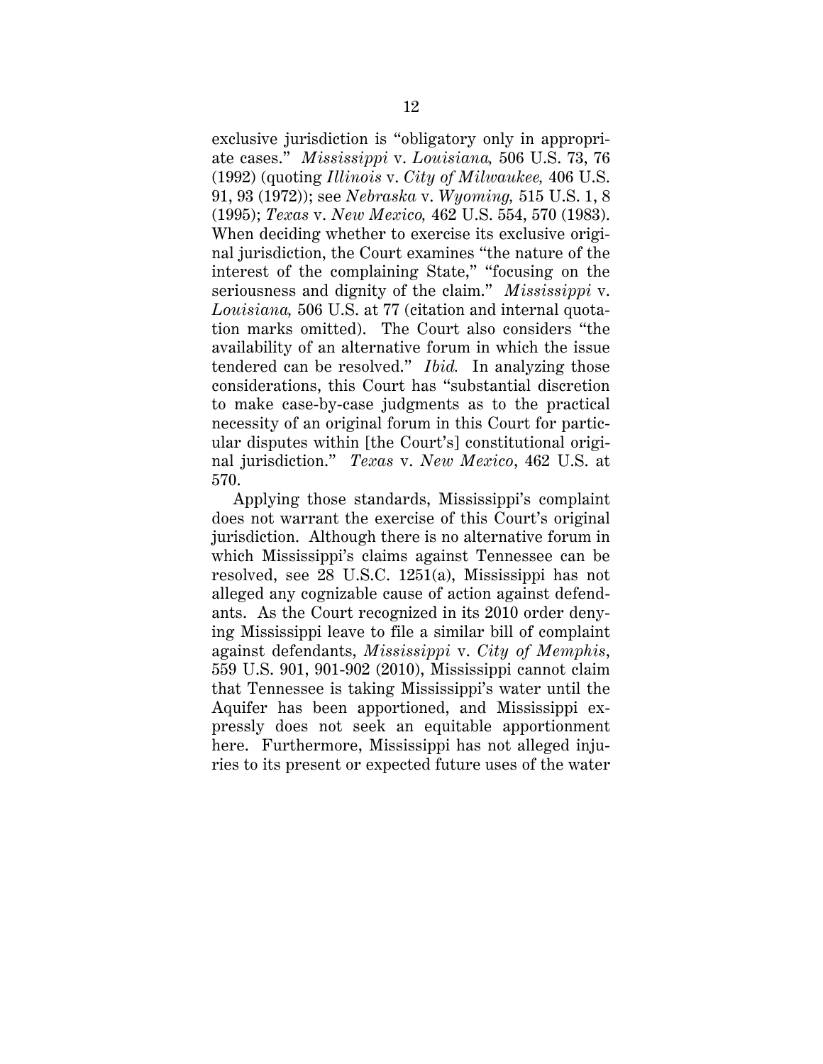exclusive jurisdiction is "obligatory only in appropriate cases." *Mississippi* v. *Louisiana,* 506 U.S. 73, 76 (1992) (quoting *Illinois* v. *City of Milwaukee,* 406 U.S. 91, 93 (1972)); see *Nebraska* v. *Wyoming,* 515 U.S. 1, 8 (1995); *Texas* v. *New Mexico,* 462 U.S. 554, 570 (1983). When deciding whether to exercise its exclusive original jurisdiction, the Court examines "the nature of the interest of the complaining State," "focusing on the seriousness and dignity of the claim." *Mississippi* v. *Louisiana,* 506 U.S. at 77 (citation and internal quotation marks omitted). The Court also considers "the availability of an alternative forum in which the issue tendered can be resolved." *Ibid.* In analyzing those considerations, this Court has "substantial discretion to make case-by-case judgments as to the practical necessity of an original forum in this Court for particular disputes within [the Court's] constitutional original jurisdiction." *Texas* v. *New Mexico*, 462 U.S. at 570.

Applying those standards, Mississippi's complaint does not warrant the exercise of this Court's original jurisdiction. Although there is no alternative forum in which Mississippi's claims against Tennessee can be resolved, see 28 U.S.C. 1251(a), Mississippi has not alleged any cognizable cause of action against defendants. As the Court recognized in its 2010 order denying Mississippi leave to file a similar bill of complaint against defendants, *Mississippi* v. *City of Memphis*, 559 U.S. 901, 901-902 (2010), Mississippi cannot claim that Tennessee is taking Mississippi's water until the Aquifer has been apportioned, and Mississippi expressly does not seek an equitable apportionment here. Furthermore, Mississippi has not alleged injuries to its present or expected future uses of the water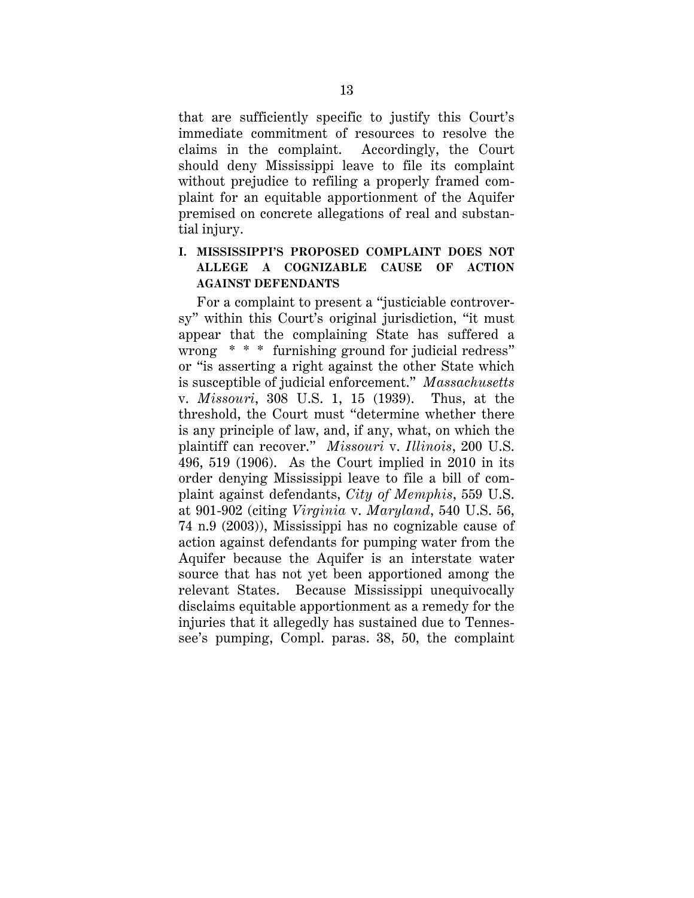that are sufficiently specific to justify this Court's immediate commitment of resources to resolve the claims in the complaint. Accordingly, the Court should deny Mississippi leave to file its complaint without prejudice to refiling a properly framed complaint for an equitable apportionment of the Aquifer premised on concrete allegations of real and substantial injury.

## I. MISSISSIPPI'S PROPOSED COMPLAINT DOES NOT ALLEGE A COGNIZABLE CAUSE OF ACTION AGAINST DEFENDANTS

For a complaint to present a "justiciable controversy" within this Court's original jurisdiction, "it must appear that the complaining State has suffered a wrong * * * furnishing ground for judicial redress" or "is asserting a right against the other State which is susceptible of judicial enforcement." *Massachusetts* v. *Missouri*, 308 U.S. 1, 15 (1939). Thus, at the threshold, the Court must "determine whether there is any principle of law, and, if any, what, on which the plaintiff can recover." *Missouri* v. *Illinois*, 200 U.S. 496, 519 (1906). As the Court implied in 2010 in its order denying Mississippi leave to file a bill of complaint against defendants, *City of Memphis*, 559 U.S. at 901-902 (citing *Virginia* v. *Maryland*, 540 U.S. 56, 74 n.9 (2003)), Mississippi has no cognizable cause of action against defendants for pumping water from the Aquifer because the Aquifer is an interstate water source that has not yet been apportioned among the relevant States. Because Mississippi unequivocally disclaims equitable apportionment as a remedy for the injuries that it allegedly has sustained due to Tennessee's pumping, Compl. paras. 38, 50, the complaint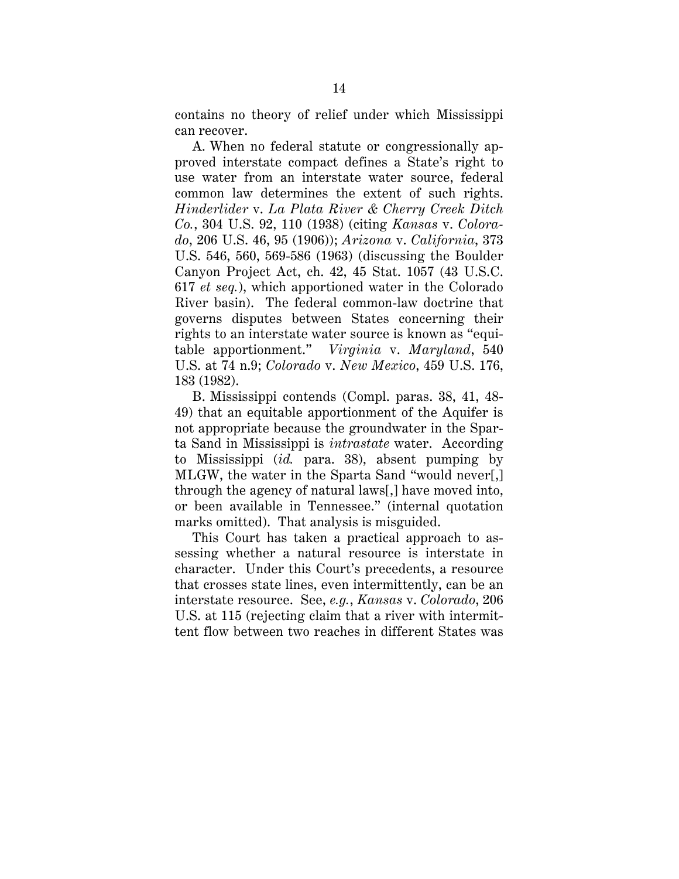contains no theory of relief under which Mississippi can recover.

A. When no federal statute or congressionally approved interstate compact defines a State's right to use water from an interstate water source, federal common law determines the extent of such rights. *Hinderlider* v. *La Plata River & Cherry Creek Ditch Co.*, 304 U.S. 92, 110 (1938) (citing *Kansas* v. *Colorado*, 206 U.S. 46, 95 (1906)); *Arizona* v. *California*, 373 U.S. 546, 560, 569-586 (1963) (discussing the Boulder Canyon Project Act, ch. 42, 45 Stat. 1057 (43 U.S.C. 617 *et seq.*), which apportioned water in the Colorado River basin). The federal common-law doctrine that governs disputes between States concerning their rights to an interstate water source is known as "equitable apportionment." *Virginia* v. *Maryland*, 540 U.S. at 74 n.9; *Colorado* v. *New Mexico*, 459 U.S. 176, 183 (1982).

B. Mississippi contends (Compl. paras. 38, 41, 48-49) that an equitable apportionment of the Aquifer is not appropriate because the groundwater in the Sparta Sand in Mississippi is *intrastate* water. According to Mississippi (*id.* para. 38), absent pumping by MLGW, the water in the Sparta Sand "would never[,] through the agency of natural laws[,] have moved into, or been available in Tennessee." (internal quotation marks omitted). That analysis is misguided.

This Court has taken a practical approach to assessing whether a natural resource is interstate in character. Under this Court's precedents, a resource that crosses state lines, even intermittently, can be an interstate resource. See, *e.g.*, *Kansas* v. *Colorado*, 206 U.S. at 115 (rejecting claim that a river with intermittent flow between two reaches in different States was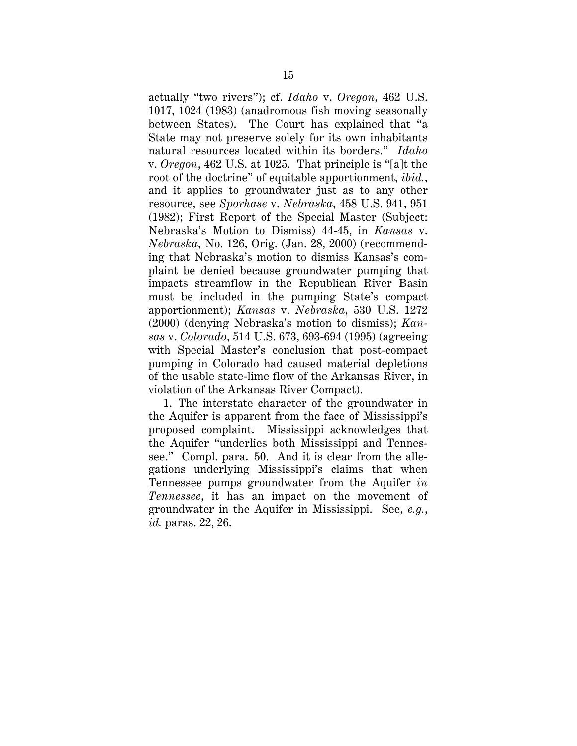actually "two rivers"); cf. *Idaho* v. *Oregon*, 462 U.S. 1017, 1024 (1983) (anadromous fish moving seasonally between States). The Court has explained that "a State may not preserve solely for its own inhabitants natural resources located within its borders." *Idaho* v. *Oregon*, 462 U.S. at 1025. That principle is "[a]t the root of the doctrine" of equitable apportionment, *ibid.*, and it applies to groundwater just as to any other resource, see *Sporhase* v. *Nebraska*, 458 U.S. 941, 951 (1982); First Report of the Special Master (Subject: Nebraska's Motion to Dismiss) 44-45, in *Kansas* v. *Nebraska*, No. 126, Orig. (Jan. 28, 2000) (recommending that Nebraska's motion to dismiss Kansas's complaint be denied because groundwater pumping that impacts streamflow in the Republican River Basin must be included in the pumping State's compact apportionment); *Kansas* v. *Nebraska*, 530 U.S. 1272 (2000) (denying Nebraska's motion to dismiss); *Kansas* v. *Colorado*, 514 U.S. 673, 693-694 (1995) (agreeing with Special Master's conclusion that post-compact pumping in Colorado had caused material depletions of the usable state-lime flow of the Arkansas River, in violation of the Arkansas River Compact).

1. The interstate character of the groundwater in the Aquifer is apparent from the face of Mississippi's proposed complaint. Mississippi acknowledges that the Aquifer "underlies both Mississippi and Tennessee." Compl. para. 50. And it is clear from the allegations underlying Mississippi's claims that when Tennessee pumps groundwater from the Aquifer *in Tennessee*, it has an impact on the movement of groundwater in the Aquifer in Mississippi. See, *e.g.*, *id.* paras. 22, 26.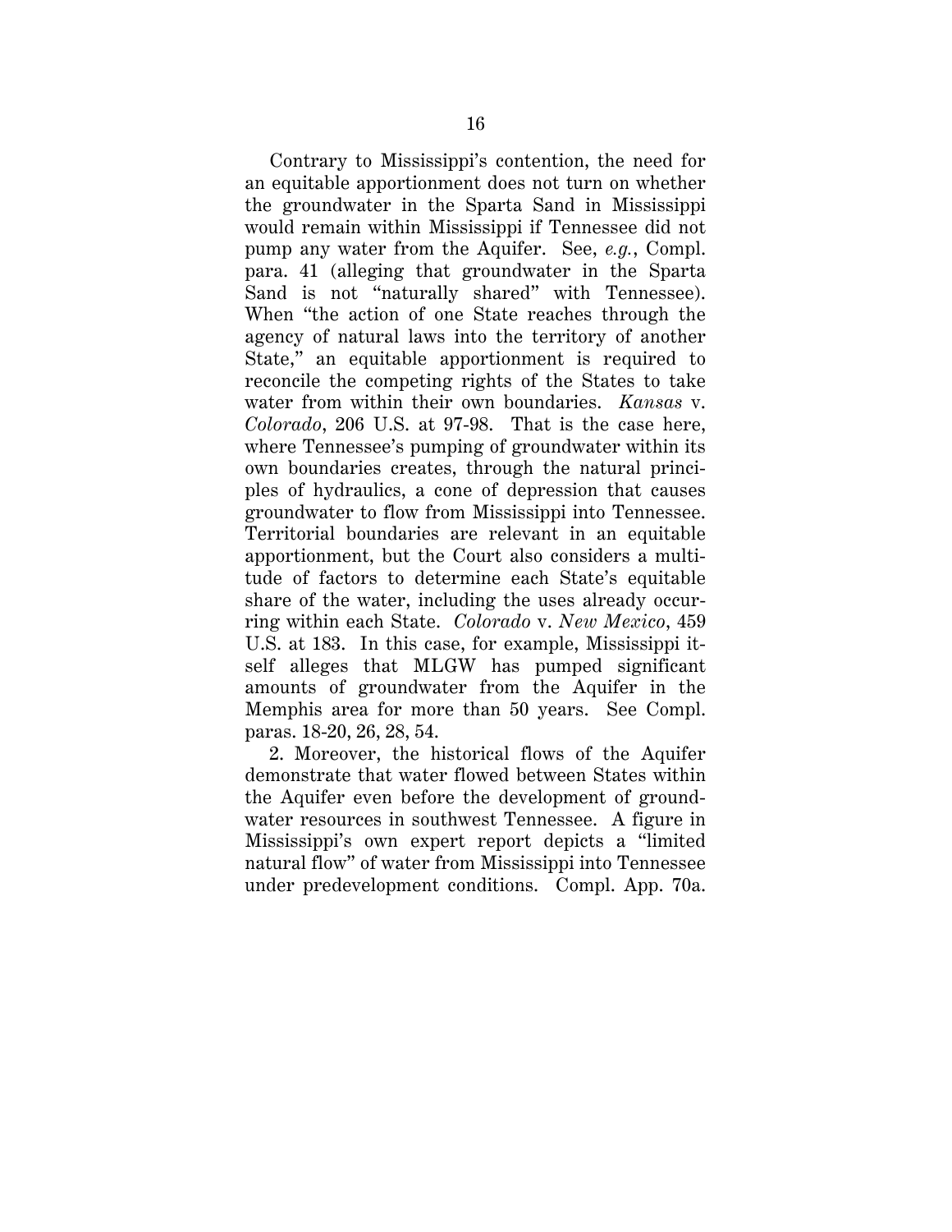Contrary to Mississippi's contention, the need for an equitable apportionment does not turn on whether the groundwater in the Sparta Sand in Mississippi would remain within Mississippi if Tennessee did not pump any water from the Aquifer. See, *e.g.*, Compl. para. 41 (alleging that groundwater in the Sparta Sand is not "naturally shared" with Tennessee). When "the action of one State reaches through the agency of natural laws into the territory of another State," an equitable apportionment is required to reconcile the competing rights of the States to take water from within their own boundaries. *Kansas* v. *Colorado*, 206 U.S. at 97-98. That is the case here, where Tennessee's pumping of groundwater within its own boundaries creates, through the natural principles of hydraulics, a cone of depression that causes groundwater to flow from Mississippi into Tennessee. Territorial boundaries are relevant in an equitable apportionment, but the Court also considers a multitude of factors to determine each State's equitable share of the water, including the uses already occurring within each State. *Colorado* v. *New Mexico*, 459 U.S. at 183. In this case, for example, Mississippi itself alleges that MLGW has pumped significant amounts of groundwater from the Aquifer in the Memphis area for more than 50 years. See Compl. paras. 18-20, 26, 28, 54.

2. Moreover, the historical flows of the Aquifer demonstrate that water flowed between States within the Aquifer even before the development of groundwater resources in southwest Tennessee. A figure in Mississippi's own expert report depicts a "limited natural flow" of water from Mississippi into Tennessee under predevelopment conditions. Compl. App. 70a.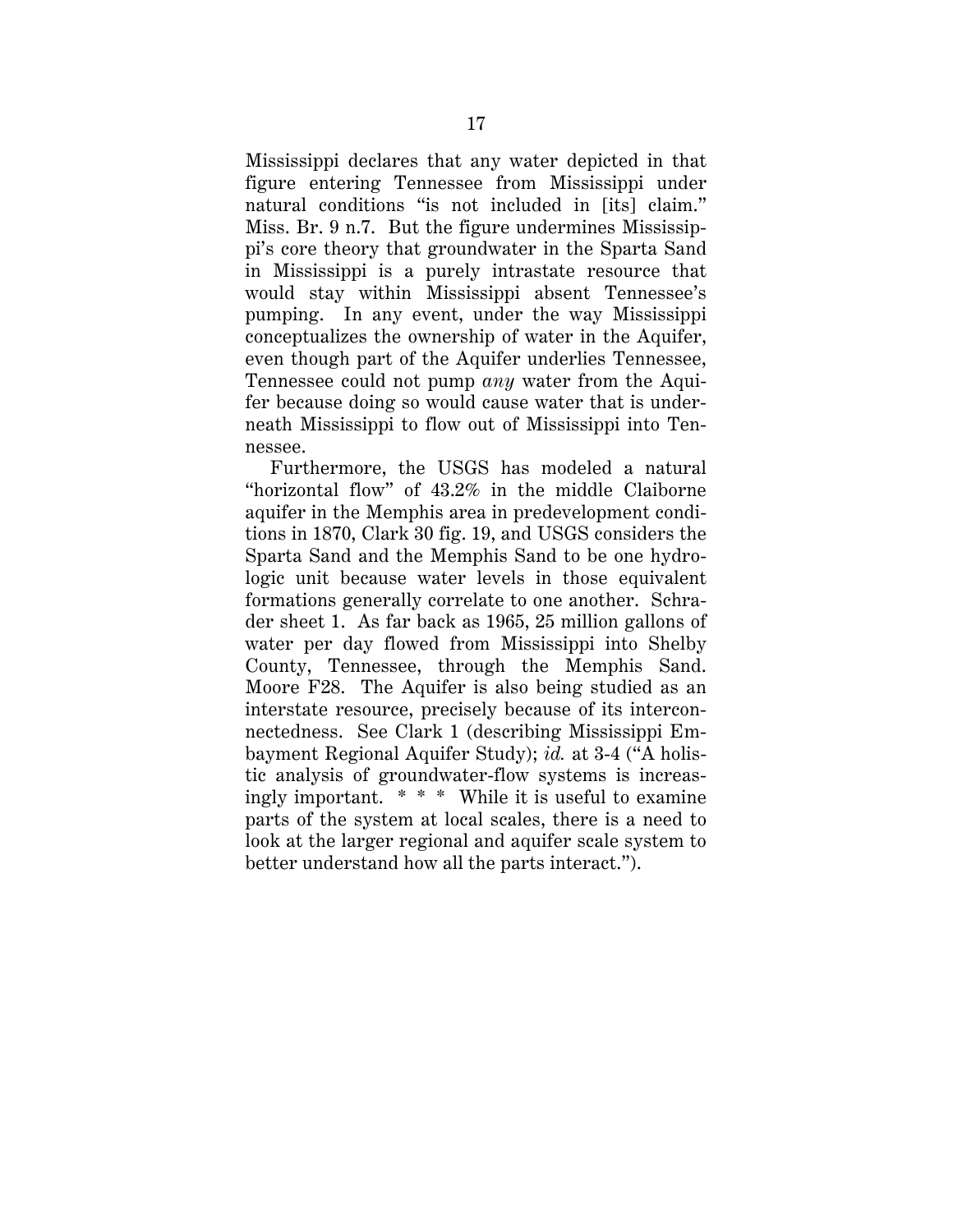Mississippi declares that any water depicted in that figure entering Tennessee from Mississippi under natural conditions "is not included in [its] claim." Miss. Br. 9 n.7. But the figure undermines Mississippi's core theory that groundwater in the Sparta Sand in Mississippi is a purely intrastate resource that would stay within Mississippi absent Tennessee's pumping. In any event, under the way Mississippi conceptualizes the ownership of water in the Aquifer, even though part of the Aquifer underlies Tennessee, Tennessee could not pump *any* water from the Aquifer because doing so would cause water that is underneath Mississippi to flow out of Mississippi into Tennessee.

Furthermore, the USGS has modeled a natural "horizontal flow" of 43.2% in the middle Claiborne aquifer in the Memphis area in predevelopment conditions in 1870, Clark 30 fig. 19, and USGS considers the Sparta Sand and the Memphis Sand to be one hydrologic unit because water levels in those equivalent formations generally correlate to one another. Schrader sheet 1. As far back as 1965, 25 million gallons of water per day flowed from Mississippi into Shelby County, Tennessee, through the Memphis Sand. Moore F28. The Aquifer is also being studied as an interstate resource, precisely because of its interconnectedness. See Clark 1 (describing Mississippi Embayment Regional Aquifer Study); *id.* at 3-4 ("A holistic analysis of groundwater-flow systems is increasingly important. * * * While it is useful to examine parts of the system at local scales, there is a need to look at the larger regional and aquifer scale system to better understand how all the parts interact.").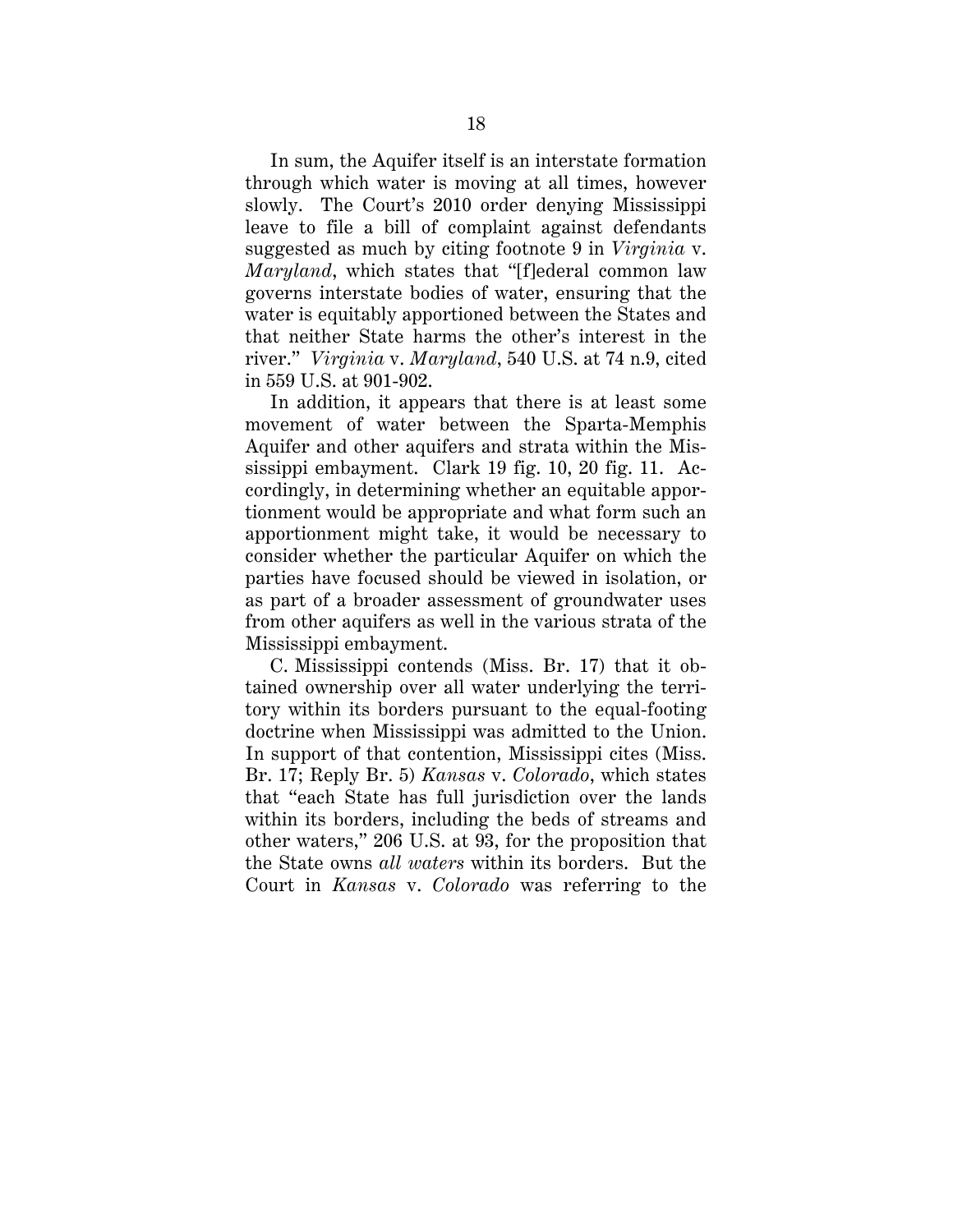In sum, the Aquifer itself is an interstate formation through which water is moving at all times, however slowly. The Court's 2010 order denying Mississippi leave to file a bill of complaint against defendants suggested as much by citing footnote 9 in *Virginia* v. *Maryland*, which states that "[f]ederal common law governs interstate bodies of water, ensuring that the water is equitably apportioned between the States and that neither State harms the other's interest in the river." *Virginia* v. *Maryland*, 540 U.S. at 74 n.9, cited in 559 U.S. at 901-902.

In addition, it appears that there is at least some movement of water between the Sparta-Memphis Aquifer and other aquifers and strata within the Mississippi embayment. Clark 19 fig. 10, 20 fig. 11. Accordingly, in determining whether an equitable apportionment would be appropriate and what form such an apportionment might take, it would be necessary to consider whether the particular Aquifer on which the parties have focused should be viewed in isolation, or as part of a broader assessment of groundwater uses from other aquifers as well in the various strata of the Mississippi embayment.

C. Mississippi contends (Miss. Br. 17) that it obtained ownership over all water underlying the territory within its borders pursuant to the equal-footing doctrine when Mississippi was admitted to the Union. In support of that contention, Mississippi cites (Miss. Br. 17; Reply Br. 5) *Kansas* v. *Colorado*, which states that "each State has full jurisdiction over the lands within its borders, including the beds of streams and other waters," 206 U.S. at 93, for the proposition that the State owns *all waters* within its borders. But the Court in *Kansas* v. *Colorado* was referring to the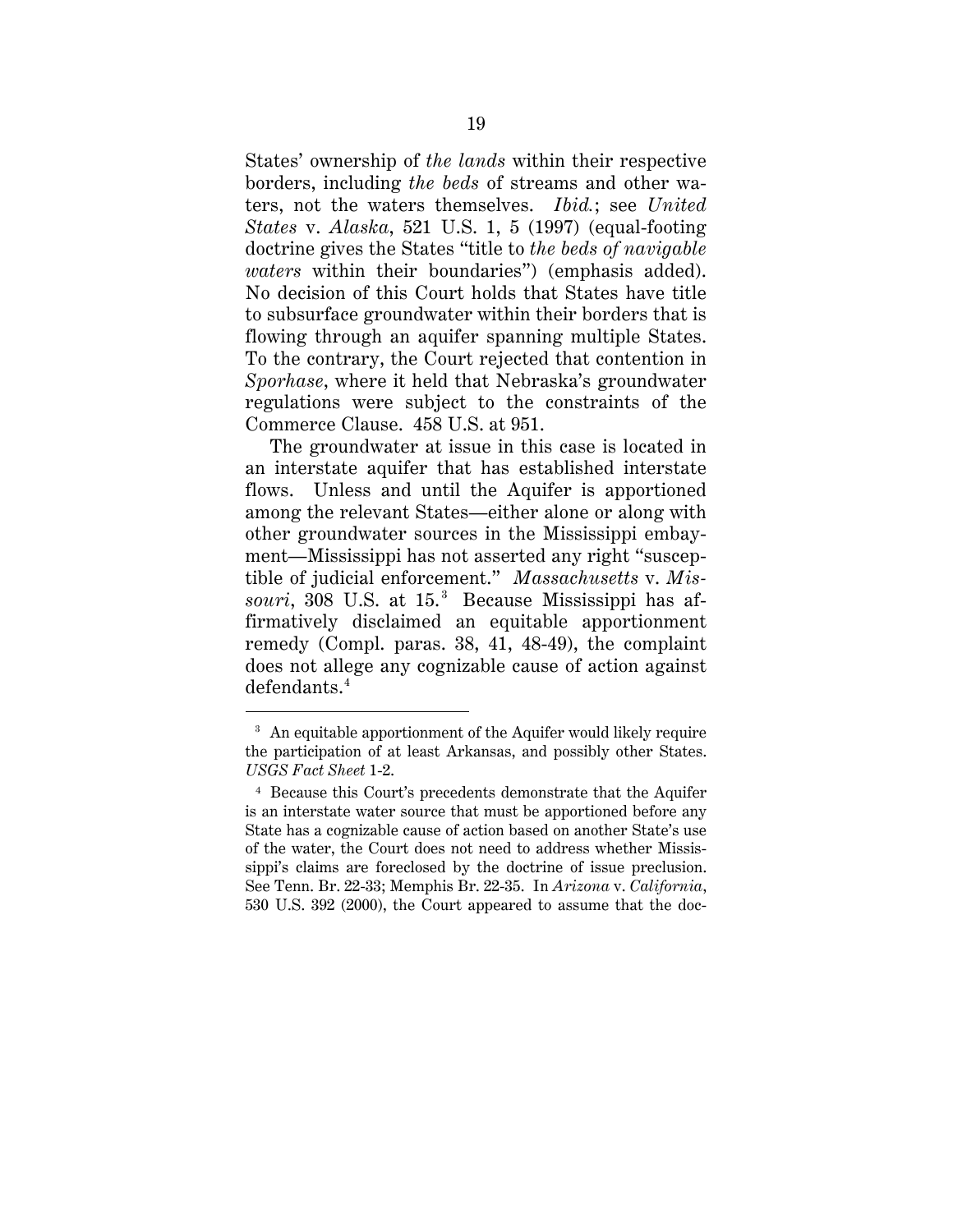States' ownership of *the lands* within their respective borders, including *the beds* of streams and other waters, not the waters themselves. *Ibid.*; see *United States* v. *Alaska*, 521 U.S. 1, 5 (1997) (equal-footing doctrine gives the States "title to *the beds of navigable waters* within their boundaries") (emphasis added). No decision of this Court holds that States have title to subsurface groundwater within their borders that is flowing through an aquifer spanning multiple States. To the contrary, the Court rejected that contention in *Sporhase*, where it held that Nebraska's groundwater regulations were subject to the constraints of the Commerce Clause. 458 U.S. at 951.

The groundwater at issue in this case is located in an interstate aquifer that has established interstate flows. Unless and until the Aquifer is apportioned among the relevant States—either alone or along with other groundwater sources in the Mississippi embayment—Mississippi has not asserted any right "susceptible of judicial enforcement." *Massachusetts* v. *Missouri*, 308 U.S. at 15.[3] Because Mississippi has affirmatively disclaimed an equitable apportionment remedy (Compl. paras. 38, 41, 48-49), the complaint does not allege any cognizable cause of action against defendants.[4]

---

[3] An equitable apportionment of the Aquifer would likely require the participation of at least Arkansas, and possibly other States. *USGS Fact Sheet* 1-2.

[4] Because this Court's precedents demonstrate that the Aquifer is an interstate water source that must be apportioned before any State has a cognizable cause of action based on another State's use of the water, the Court does not need to address whether Mississippi's claims are foreclosed by the doctrine of issue preclusion. See Tenn. Br. 22-33; Memphis Br. 22-35. In *Arizona* v. *California*, 530 U.S. 392 (2000), the Court appeared to assume that the doc-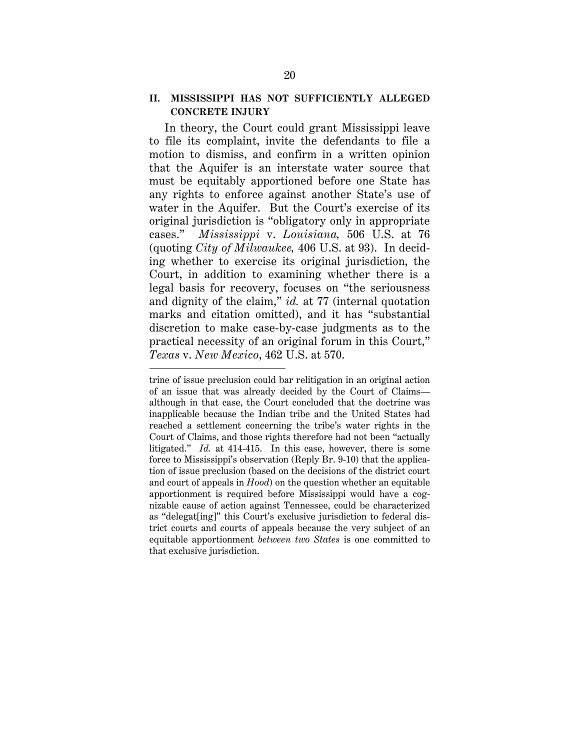## II. MISSISSIPPI HAS NOT SUFFICIENTLY ALLEGED CONCRETE INJURY

In theory, the Court could grant Mississippi leave to file its complaint, invite the defendants to file a motion to dismiss, and confirm in a written opinion that the Aquifer is an interstate water source that must be equitably apportioned before one State has any rights to enforce against another State's use of water in the Aquifer. But the Court's exercise of its original jurisdiction is "obligatory only in appropriate cases." *Mississippi* v. *Louisiana*, 506 U.S. at 76 (quoting *City of Milwaukee*, 406 U.S. at 93). In deciding whether to exercise its original jurisdiction, the Court, in addition to examining whether there is a legal basis for recovery, focuses on "the seriousness and dignity of the claim," *id.* at 77 (internal quotation marks and citation omitted), and it has "substantial discretion to make case-by-case judgments as to the practical necessity of an original forum in this Court," *Texas* v. *New Mexico*, 462 U.S. at 570.

---

trine of issue preclusion could bar relitigation in an original action of an issue that was already decided by the Court of Claims—although in that case, the Court concluded that the doctrine was inapplicable because the Indian tribe and the United States had reached a settlement concerning the tribe's water rights in the Court of Claims, and those rights therefore had not been "actually litigated." *Id.* at 414-415. In this case, however, there is some force to Mississippi's observation (Reply Br. 9-10) that the application of issue preclusion (based on the decisions of the district court and court of appeals in *Hood*) on the question whether an equitable apportionment is required before Mississippi would have a cognizable cause of action against Tennessee, could be characterized as "delegat[ing]" this Court's exclusive jurisdiction to federal district courts and courts of appeals because the very subject of an equitable apportionment *between two States* is one committed to that exclusive jurisdiction.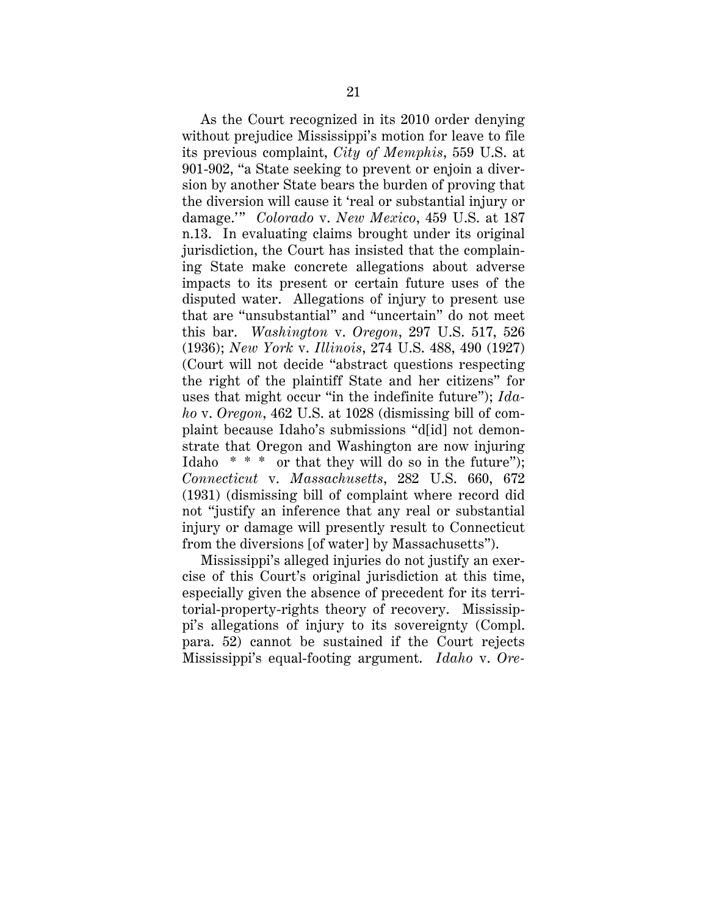As the Court recognized in its 2010 order denying without prejudice Mississippi's motion for leave to file its previous complaint, *City of Memphis*, 559 U.S. at 901-902, "a State seeking to prevent or enjoin a diversion by another State bears the burden of proving that the diversion will cause it 'real or substantial injury or damage.'" *Colorado* v. *New Mexico*, 459 U.S. at 187 n.13. In evaluating claims brought under its original jurisdiction, the Court has insisted that the complaining State make concrete allegations about adverse impacts to its present or certain future uses of the disputed water. Allegations of injury to present use that are "unsubstantial" and "uncertain" do not meet this bar. *Washington* v. *Oregon*, 297 U.S. 517, 526 (1936); *New York* v. *Illinois*, 274 U.S. 488, 490 (1927) (Court will not decide "abstract questions respecting the right of the plaintiff State and her citizens" for uses that might occur "in the indefinite future"); *Idaho* v. *Oregon*, 462 U.S. at 1028 (dismissing bill of complaint because Idaho's submissions "d[id] not demonstrate that Oregon and Washington are now injuring Idaho * * * or that they will do so in the future"); *Connecticut* v. *Massachusetts*, 282 U.S. 660, 672 (1931) (dismissing bill of complaint where record did not "justify an inference that any real or substantial injury or damage will presently result to Connecticut from the diversions [of water] by Massachusetts").

Mississippi's alleged injuries do not justify an exercise of this Court's original jurisdiction at this time, especially given the absence of precedent for its territorial-property-rights theory of recovery. Mississippi's allegations of injury to its sovereignty (Compl. para. 52) cannot be sustained if the Court rejects Mississippi's equal-footing argument. *Idaho* v. *Ore-*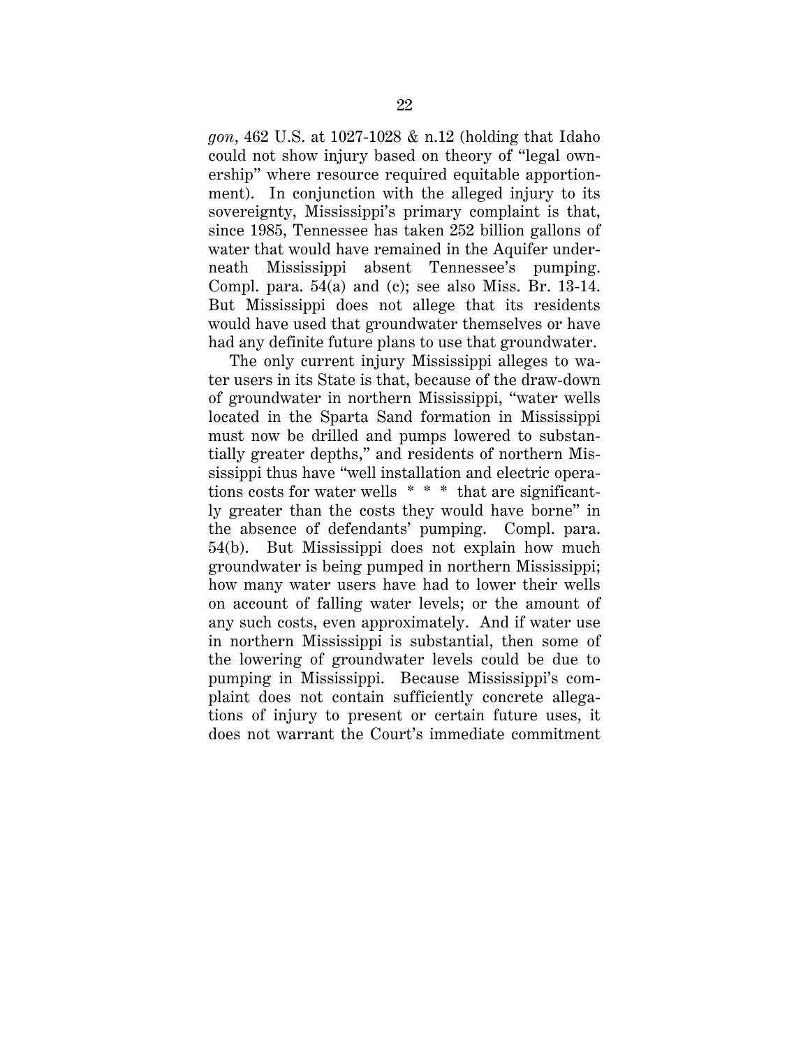*gon*, 462 U.S. at 1027-1028 & n.12 (holding that Idaho could not show injury based on theory of "legal ownership" where resource required equitable apportionment). In conjunction with the alleged injury to its sovereignty, Mississippi's primary complaint is that, since 1985, Tennessee has taken 252 billion gallons of water that would have remained in the Aquifer underneath Mississippi absent Tennessee's pumping. Compl. para. 54(a) and (c); see also Miss. Br. 13-14. But Mississippi does not allege that its residents would have used that groundwater themselves or have had any definite future plans to use that groundwater.

The only current injury Mississippi alleges to water users in its State is that, because of the draw-down of groundwater in northern Mississippi, "water wells located in the Sparta Sand formation in Mississippi must now be drilled and pumps lowered to substantially greater depths," and residents of northern Mississippi thus have "well installation and electric operations costs for water wells * * * that are significantly greater than the costs they would have borne" in the absence of defendants' pumping. Compl. para. 54(b). But Mississippi does not explain how much groundwater is being pumped in northern Mississippi; how many water users have had to lower their wells on account of falling water levels; or the amount of any such costs, even approximately. And if water use in northern Mississippi is substantial, then some of the lowering of groundwater levels could be due to pumping in Mississippi. Because Mississippi's complaint does not contain sufficiently concrete allegations of injury to present or certain future uses, it does not warrant the Court's immediate commitment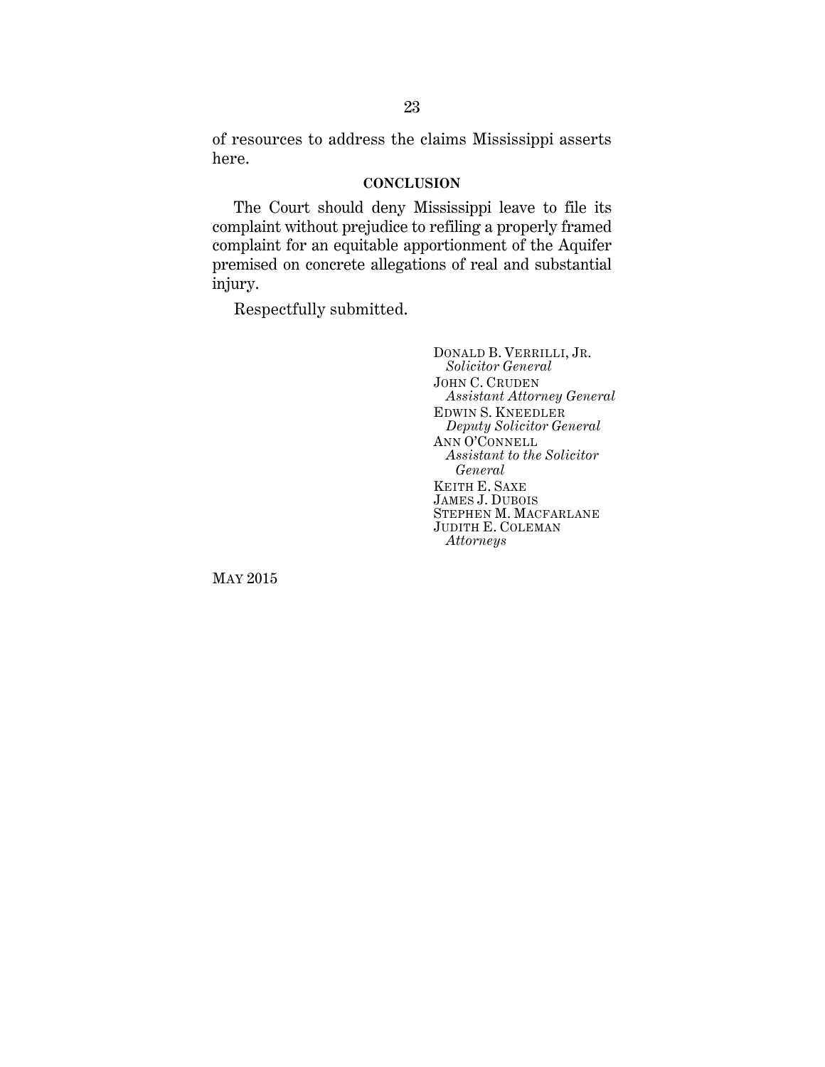of resources to address the claims Mississippi asserts here.

## CONCLUSION

The Court should deny Mississippi leave to file its complaint without prejudice to refiling a properly framed complaint for an equitable apportionment of the Aquifer premised on concrete allegations of real and substantial injury.

Respectfully submitted.

DONALD B. VERRILLI, JR.
*Solicitor General*
JOHN C. CRUDEN
*Assistant Attorney General*
EDWIN S. KNEEDLER
*Deputy Solicitor General*
ANN O'CONNELL
*Assistant to the Solicitor General*
KEITH E. SAXE
JAMES J. DUBOIS
STEPHEN M. MACFARLANE
JUDITH E. COLEMAN
*Attorneys*

MAY 2015